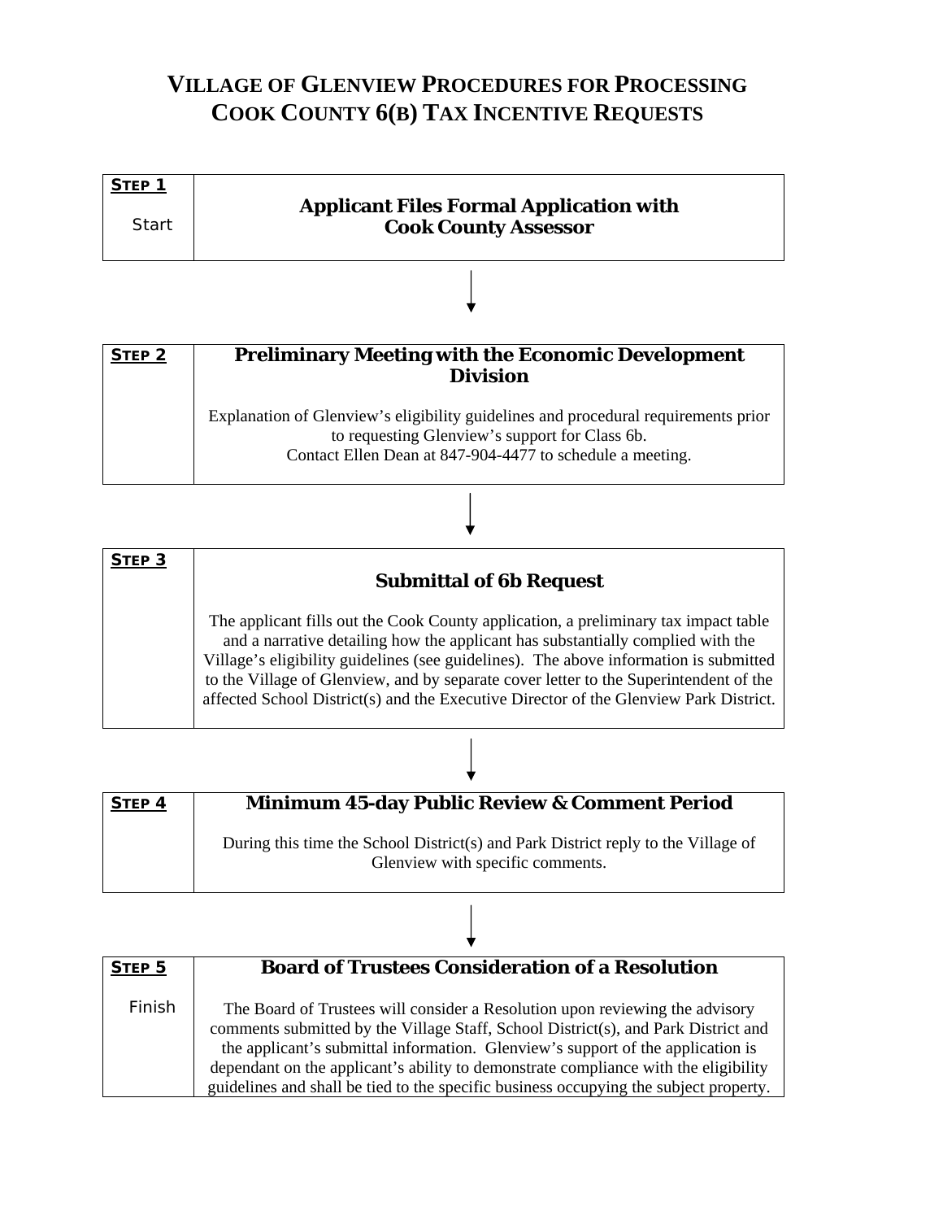# VILLAGE OF GLENVIEW PROCEDURES FOR PROCESSING COOK COUNTY 6(B) TAX INCENTIVE REQUESTS

| **STEP 1** Start | **Applicant Files Formal Application with Cook County Assessor** |
|---|---|

↓

| **STEP 2** | **Preliminary Meeting with the Economic Development Division**<br><br>Explanation of Glenview's eligibility guidelines and procedural requirements prior to requesting Glenview's support for Class 6b.<br>Contact Ellen Dean at 847-904-4477 to schedule a meeting. |
|---|---|

↓

| **STEP 3** | **Submittal of 6b Request**<br><br>The applicant fills out the Cook County application, a preliminary tax impact table and a narrative detailing how the applicant has substantially complied with the Village's eligibility guidelines (see guidelines). The above information is submitted to the Village of Glenview, and by separate cover letter to the Superintendent of the affected School District(s) and the Executive Director of the Glenview Park District. |
|---|---|

↓

| **STEP 4** | **Minimum 45-day Public Review & Comment Period**<br><br>During this time the School District(s) and Park District reply to the Village of Glenview with specific comments. |
|---|---|

↓

| **STEP 5** Finish | **Board of Trustees Consideration of a Resolution**<br><br>The Board of Trustees will consider a Resolution upon reviewing the advisory comments submitted by the Village Staff, School District(s), and Park District and the applicant's submittal information. Glenview's support of the application is dependant on the applicant's ability to demonstrate compliance with the eligibility guidelines and shall be tied to the specific business occupying the subject property. |
|---|---|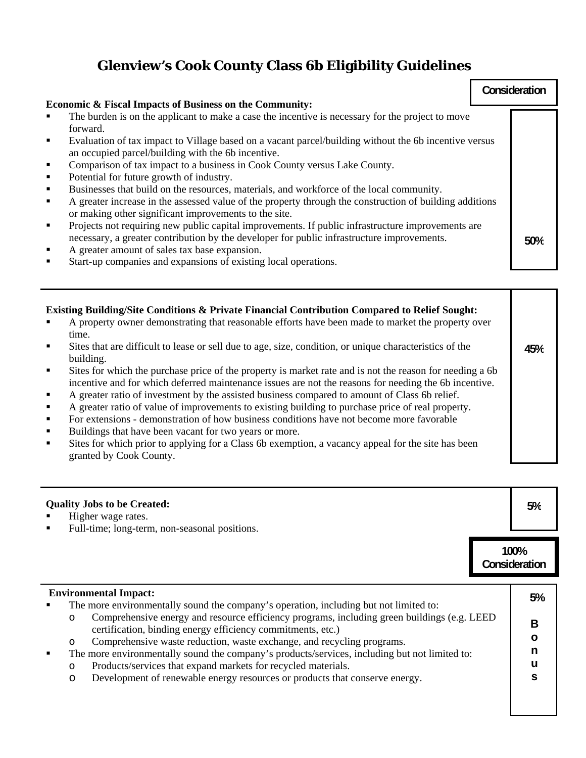# Glenview's Cook County Class 6b Eligibility Guidelines

**Consideration**

**Economic & Fiscal Impacts of Business on the Community:**

- The burden is on the applicant to make a case the incentive is necessary for the project to move forward.
- Evaluation of tax impact to Village based on a vacant parcel/building without the 6b incentive versus an occupied parcel/building with the 6b incentive.
- Comparison of tax impact to a business in Cook County versus Lake County.
- Potential for future growth of industry.
- Businesses that build on the resources, materials, and workforce of the local community.
- A greater increase in the assessed value of the property through the construction of building additions or making other significant improvements to the site.
- Projects not requiring new public capital improvements. If public infrastructure improvements are necessary, a greater contribution by the developer for public infrastructure improvements.
- A greater amount of sales tax base expansion.
- Start-up companies and expansions of existing local operations.

**50%**

**Existing Building/Site Conditions & Private Financial Contribution Compared to Relief Sought:**

- A property owner demonstrating that reasonable efforts have been made to market the property over time.
- Sites that are difficult to lease or sell due to age, size, condition, or unique characteristics of the building.
- Sites for which the purchase price of the property is market rate and is not the reason for needing a 6b incentive and for which deferred maintenance issues are not the reasons for needing the 6b incentive.
- A greater ratio of investment by the assisted business compared to amount of Class 6b relief.
- A greater ratio of value of improvements to existing building to purchase price of real property.
- For extensions - demonstration of how business conditions have not become more favorable
- Buildings that have been vacant for two years or more.
- Sites for which prior to applying for a Class 6b exemption, a vacancy appeal for the site has been granted by Cook County.

**45%**

**Quality Jobs to be Created:**

- Higher wage rates.
- Full-time; long-term, non-seasonal positions.

**5%**

**100% Consideration**

**Environmental Impact:**

- The more environmentally sound the company's operation, including but not limited to:
  - Comprehensive energy and resource efficiency programs, including green buildings (e.g. LEED certification, binding energy efficiency commitments, etc.)
  - Comprehensive waste reduction, waste exchange, and recycling programs.
- The more environmentally sound the company's products/services, including but not limited to:
  - Products/services that expand markets for recycled materials.
  - Development of renewable energy resources or products that conserve energy.

**5% Bonus**